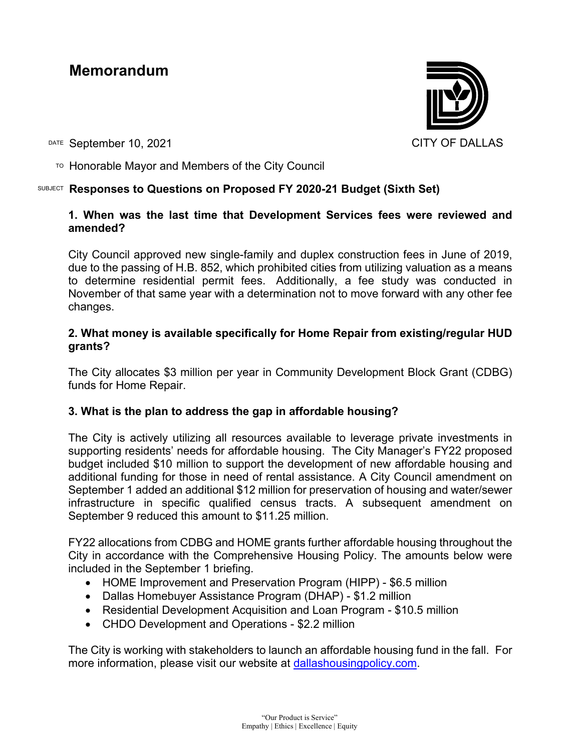# Memorandum

CITY OF DALLAS

DATE September 10, 2021

TO Honorable Mayor and Members of the City Council

SUBJECT **Responses to Questions on Proposed FY 2020-21 Budget (Sixth Set)**

**1. When was the last time that Development Services fees were reviewed and amended?**

City Council approved new single-family and duplex construction fees in June of 2019, due to the passing of H.B. 852, which prohibited cities from utilizing valuation as a means to determine residential permit fees. Additionally, a fee study was conducted in November of that same year with a determination not to move forward with any other fee changes.

**2. What money is available specifically for Home Repair from existing/regular HUD grants?**

The City allocates $3 million per year in Community Development Block Grant (CDBG) funds for Home Repair.

**3. What is the plan to address the gap in affordable housing?**

The City is actively utilizing all resources available to leverage private investments in supporting residents' needs for affordable housing. The City Manager's FY22 proposed budget included $10 million to support the development of new affordable housing and additional funding for those in need of rental assistance. A City Council amendment on September 1 added an additional $12 million for preservation of housing and water/sewer infrastructure in specific qualified census tracts. A subsequent amendment on September 9 reduced this amount to $11.25 million.

FY22 allocations from CDBG and HOME grants further affordable housing throughout the City in accordance with the Comprehensive Housing Policy. The amounts below were included in the September 1 briefing.

- HOME Improvement and Preservation Program (HIPP) - $6.5 million
- Dallas Homebuyer Assistance Program (DHAP) - $1.2 million
- Residential Development Acquisition and Loan Program - $10.5 million
- CHDO Development and Operations - $2.2 million

The City is working with stakeholders to launch an affordable housing fund in the fall. For more information, please visit our website at [dallashousingpolicy.com](dallashousingpolicy.com).

"Our Product is Service"
Empathy | Ethics | Excellence | Equity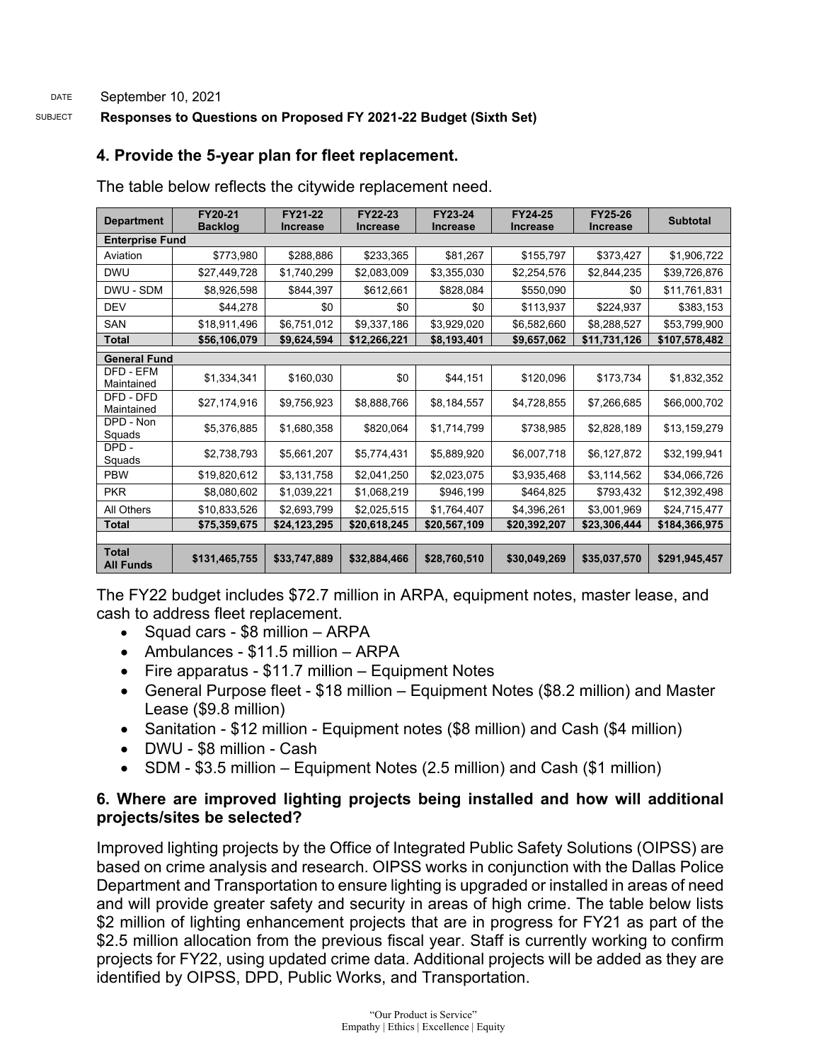DATE September 10, 2021

SUBJECT **Responses to Questions on Proposed FY 2021-22 Budget (Sixth Set)**

### 4. Provide the 5-year plan for fleet replacement.

The table below reflects the citywide replacement need.

| Department | FY20-21 Backlog | FY21-22 Increase | FY22-23 Increase | FY23-24 Increase | FY24-25 Increase | FY25-26 Increase | Subtotal |
|---|---|---|---|---|---|---|---|
| **Enterprise Fund** | | | | | | | |
| Aviation | $773,980 | $288,886 | $233,365 | $81,267 | $155,797 | $373,427 | $1,906,722 |
| DWU | $27,449,728 | $1,740,299 | $2,083,009 | $3,355,030 | $2,254,576 | $2,844,235 | $39,726,876 |
| DWU - SDM | $8,926,598 | $844,397 | $612,661 | $828,084 | $550,090 | $0 | $11,761,831 |
| DEV | $44,278 | $0 | $0 | $0 | $113,937 | $224,937 | $383,153 |
| SAN | $18,911,496 | $6,751,012 | $9,337,186 | $3,929,020 | $6,582,660 | $8,288,527 | $53,799,900 |
| **Total** | **$56,106,079** | **$9,624,594** | **$12,266,221** | **$8,193,401** | **$9,657,062** | **$11,731,126** | **$107,578,482** |
| **General Fund** | | | | | | | |
| DFD - EFM Maintained | $1,334,341 | $160,030 | $0 | $44,151 | $120,096 | $173,734 | $1,832,352 |
| DFD - DFD Maintained | $27,174,916 | $9,756,923 | $8,888,766 | $8,184,557 | $4,728,855 | $7,266,685 | $66,000,702 |
| DPD - Non Squads | $5,376,885 | $1,680,358 | $820,064 | $1,714,799 | $738,985 | $2,828,189 | $13,159,279 |
| DPD - Squads | $2,738,793 | $5,661,207 | $5,774,431 | $5,889,920 | $6,007,718 | $6,127,872 | $32,199,941 |
| PBW | $19,820,612 | $3,131,758 | $2,041,250 | $2,023,075 | $3,935,468 | $3,114,562 | $34,066,726 |
| PKR | $8,080,602 | $1,039,221 | $1,068,219 | $946,199 | $464,825 | $793,432 | $12,392,498 |
| All Others | $10,833,526 | $2,693,799 | $2,025,515 | $1,764,407 | $4,396,261 | $3,001,969 | $24,715,477 |
| **Total** | **$75,359,675** | **$24,123,295** | **$20,618,245** | **$20,567,109** | **$20,392,207** | **$23,306,444** | **$184,366,975** |
| | | | | | | | |
| **Total All Funds** | **$131,465,755** | **$33,747,889** | **$32,884,466** | **$28,760,510** | **$30,049,269** | **$35,037,570** | **$291,945,457** |

The FY22 budget includes $72.7 million in ARPA, equipment notes, master lease, and cash to address fleet replacement.

- Squad cars - $8 million – ARPA
- Ambulances - $11.5 million – ARPA
- Fire apparatus - $11.7 million – Equipment Notes
- General Purpose fleet - $18 million – Equipment Notes ($8.2 million) and Master Lease ($9.8 million)
- Sanitation - $12 million - Equipment notes ($8 million) and Cash ($4 million)
- DWU - $8 million - Cash
- SDM - $3.5 million – Equipment Notes (2.5 million) and Cash ($1 million)

### 6. Where are improved lighting projects being installed and how will additional projects/sites be selected?

Improved lighting projects by the Office of Integrated Public Safety Solutions (OIPSS) are based on crime analysis and research. OIPSS works in conjunction with the Dallas Police Department and Transportation to ensure lighting is upgraded or installed in areas of need and will provide greater safety and security in areas of high crime. The table below lists $2 million of lighting enhancement projects that are in progress for FY21 as part of the $2.5 million allocation from the previous fiscal year. Staff is currently working to confirm projects for FY22, using updated crime data. Additional projects will be added as they are identified by OIPSS, DPD, Public Works, and Transportation.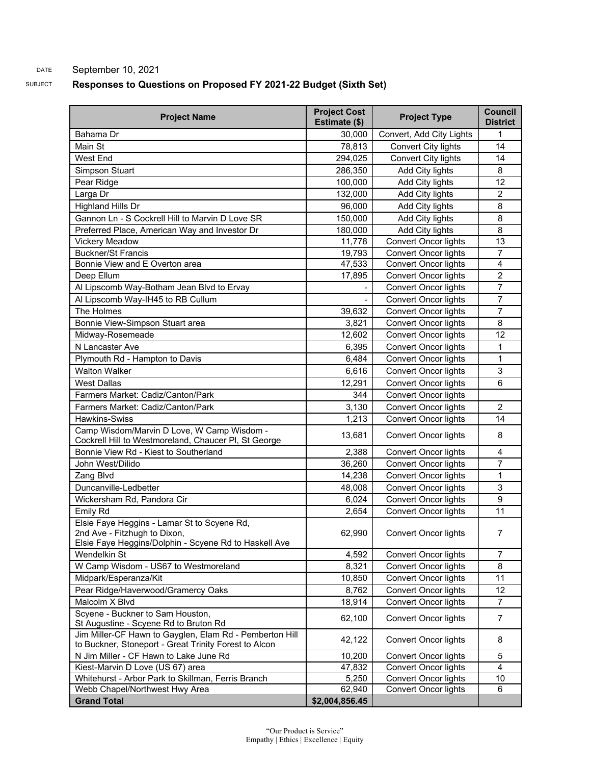DATE September 10, 2021

SUBJECT **Responses to Questions on Proposed FY 2021-22 Budget (Sixth Set)**

| Project Name | Project Cost Estimate ($) | Project Type | Council District |
|---|---|---|---|
| Bahama Dr | 30,000 | Convert, Add City Lights | 1 |
| Main St | 78,813 | Convert City lights | 14 |
| West End | 294,025 | Convert City lights | 14 |
| Simpson Stuart | 286,350 | Add City lights | 8 |
| Pear Ridge | 100,000 | Add City lights | 12 |
| Larga Dr | 132,000 | Add City lights | 2 |
| Highland Hills Dr | 96,000 | Add City lights | 8 |
| Gannon Ln - S Cockrell Hill to Marvin D Love SR | 150,000 | Add City lights | 8 |
| Preferred Place, American Way and Investor Dr | 180,000 | Add City lights | 8 |
| Vickery Meadow | 11,778 | Convert Oncor lights | 13 |
| Buckner/St Francis | 19,793 | Convert Oncor lights | 7 |
| Bonnie View and E Overton area | 47,533 | Convert Oncor lights | 4 |
| Deep Ellum | 17,895 | Convert Oncor lights | 2 |
| Al Lipscomb Way-Botham Jean Blvd to Ervay | - | Convert Oncor lights | 7 |
| Al Lipscomb Way-IH45 to RB Cullum | - | Convert Oncor lights | 7 |
| The Holmes | 39,632 | Convert Oncor lights | 7 |
| Bonnie View-Simpson Stuart area | 3,821 | Convert Oncor lights | 8 |
| Midway-Rosemeade | 12,602 | Convert Oncor lights | 12 |
| N Lancaster Ave | 6,395 | Convert Oncor lights | 1 |
| Plymouth Rd - Hampton to Davis | 6,484 | Convert Oncor lights | 1 |
| Walton Walker | 6,616 | Convert Oncor lights | 3 |
| West Dallas | 12,291 | Convert Oncor lights | 6 |
| Farmers Market: Cadiz/Canton/Park | 344 | Convert Oncor lights | |
| Farmers Market: Cadiz/Canton/Park | 3,130 | Convert Oncor lights | 2 |
| Hawkins-Swiss | 1,213 | Convert Oncor lights | 14 |
| Camp Wisdom/Marvin D Love, W Camp Wisdom - Cockrell Hill to Westmoreland, Chaucer Pl, St George | 13,681 | Convert Oncor lights | 8 |
| Bonnie View Rd - Kiest to Southerland | 2,388 | Convert Oncor lights | 4 |
| John West/Dilido | 36,260 | Convert Oncor lights | 7 |
| Zang Blvd | 14,238 | Convert Oncor lights | 1 |
| Duncanville-Ledbetter | 48,008 | Convert Oncor lights | 3 |
| Wickersham Rd, Pandora Cir | 6,024 | Convert Oncor lights | 9 |
| Emily Rd | 2,654 | Convert Oncor lights | 11 |
| Elsie Faye Heggins - Lamar St to Scyene Rd, 2nd Ave - Fitzhugh to Dixon, Elsie Faye Heggins/Dolphin - Scyene Rd to Haskell Ave | 62,990 | Convert Oncor lights | 7 |
| Wendelkin St | 4,592 | Convert Oncor lights | 7 |
| W Camp Wisdom - US67 to Westmoreland | 8,321 | Convert Oncor lights | 8 |
| Midpark/Esperanza/Kit | 10,850 | Convert Oncor lights | 11 |
| Pear Ridge/Haverwood/Gramercy Oaks | 8,762 | Convert Oncor lights | 12 |
| Malcolm X Blvd | 18,914 | Convert Oncor lights | 7 |
| Scyene - Buckner to Sam Houston, St Augustine - Scyene Rd to Bruton Rd | 62,100 | Convert Oncor lights | 7 |
| Jim Miller-CF Hawn to Gayglen, Elam Rd - Pemberton Hill to Buckner, Stoneport - Great Trinity Forest to Alcon | 42,122 | Convert Oncor lights | 8 |
| N Jim Miller - CF Hawn to Lake June Rd | 10,200 | Convert Oncor lights | 5 |
| Kiest-Marvin D Love (US 67) area | 47,832 | Convert Oncor lights | 4 |
| Whitehurst - Arbor Park to Skillman, Ferris Branch | 5,250 | Convert Oncor lights | 10 |
| Webb Chapel/Northwest Hwy Area | 62,940 | Convert Oncor lights | 6 |
| **Grand Total** | **$2,004,856.45** | | |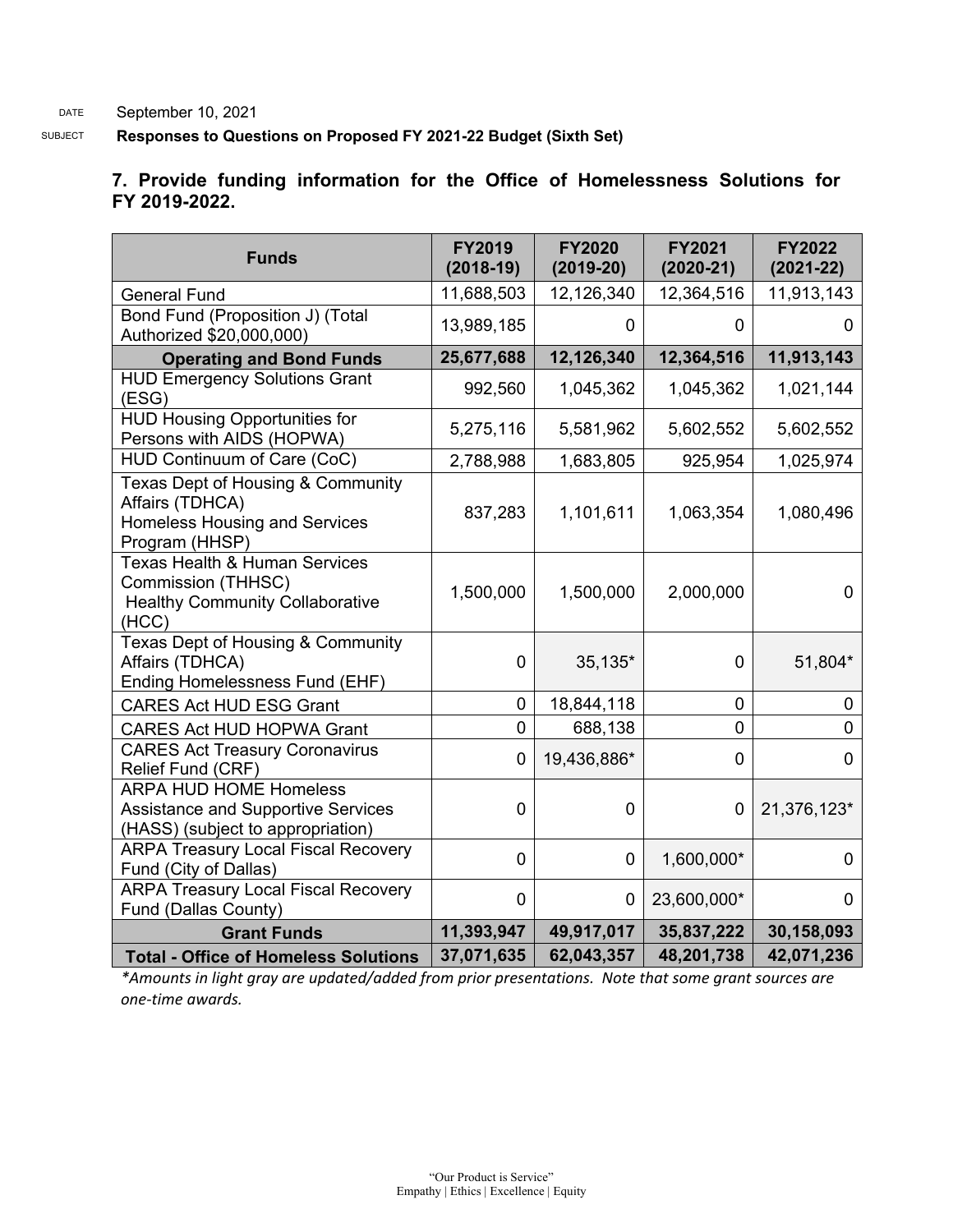DATE September 10, 2021

SUBJECT **Responses to Questions on Proposed FY 2021-22 Budget (Sixth Set)**

**7. Provide funding information for the Office of Homelessness Solutions for FY 2019-2022.**

| Funds | FY2019 (2018-19) | FY2020 (2019-20) | FY2021 (2020-21) | FY2022 (2021-22) |
|---|---|---|---|---|
| General Fund | 11,688,503 | 12,126,340 | 12,364,516 | 11,913,143 |
| Bond Fund (Proposition J) (Total Authorized $20,000,000) | 13,989,185 | 0 | 0 | 0 |
| **Operating and Bond Funds** | **25,677,688** | **12,126,340** | **12,364,516** | **11,913,143** |
| HUD Emergency Solutions Grant (ESG) | 992,560 | 1,045,362 | 1,045,362 | 1,021,144 |
| HUD Housing Opportunities for Persons with AIDS (HOPWA) | 5,275,116 | 5,581,962 | 5,602,552 | 5,602,552 |
| HUD Continuum of Care (CoC) | 2,788,988 | 1,683,805 | 925,954 | 1,025,974 |
| Texas Dept of Housing & Community Affairs (TDHCA) Homeless Housing and Services Program (HHSP) | 837,283 | 1,101,611 | 1,063,354 | 1,080,496 |
| Texas Health & Human Services Commission (THHSC) Healthy Community Collaborative (HCC) | 1,500,000 | 1,500,000 | 2,000,000 | 0 |
| Texas Dept of Housing & Community Affairs (TDHCA) Ending Homelessness Fund (EHF) | 0 | 35,135* | 0 | 51,804* |
| CARES Act HUD ESG Grant | 0 | 18,844,118 | 0 | 0 |
| CARES Act HUD HOPWA Grant | 0 | 688,138 | 0 | 0 |
| CARES Act Treasury Coronavirus Relief Fund (CRF) | 0 | 19,436,886* | 0 | 0 |
| ARPA HUD HOME Homeless Assistance and Supportive Services (HASS) (subject to appropriation) | 0 | 0 | 0 | 21,376,123* |
| ARPA Treasury Local Fiscal Recovery Fund (City of Dallas) | 0 | 0 | 1,600,000* | 0 |
| ARPA Treasury Local Fiscal Recovery Fund (Dallas County) | 0 | 0 | 23,600,000* | 0 |
| **Grant Funds** | **11,393,947** | **49,917,017** | **35,837,222** | **30,158,093** |
| **Total - Office of Homeless Solutions** | **37,071,635** | **62,043,357** | **48,201,738** | **42,071,236** |

*\*Amounts in light gray are updated/added from prior presentations. Note that some grant sources are one-time awards.*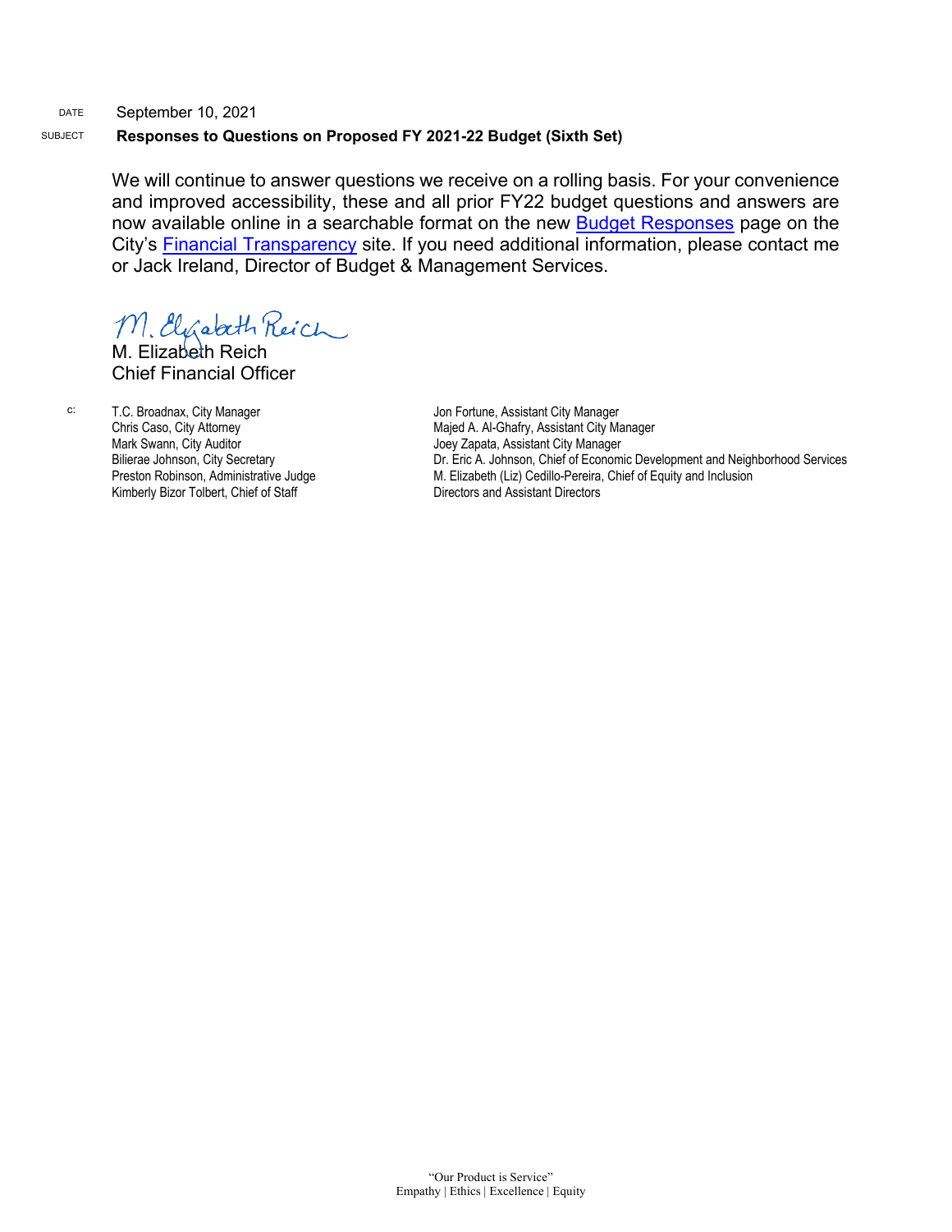DATE September 10, 2021

SUBJECT **Responses to Questions on Proposed FY 2021-22 Budget (Sixth Set)**

We will continue to answer questions we receive on a rolling basis. For your convenience and improved accessibility, these and all prior FY22 budget questions and answers are now available online in a searchable format on the new Budget Responses page on the City's Financial Transparency site. If you need additional information, please contact me or Jack Ireland, Director of Budget & Management Services.

M. Elizabeth Reich
Chief Financial Officer

c:

T.C. Broadnax, City Manager
Chris Caso, City Attorney
Mark Swann, City Auditor
Bilierae Johnson, City Secretary
Preston Robinson, Administrative Judge
Kimberly Bizor Tolbert, Chief of Staff
Jon Fortune, Assistant City Manager
Majed A. Al-Ghafry, Assistant City Manager
Joey Zapata, Assistant City Manager
Dr. Eric A. Johnson, Chief of Economic Development and Neighborhood Services
M. Elizabeth (Liz) Cedillo-Pereira, Chief of Equity and Inclusion
Directors and Assistant Directors

"Our Product is Service"
Empathy | Ethics | Excellence | Equity